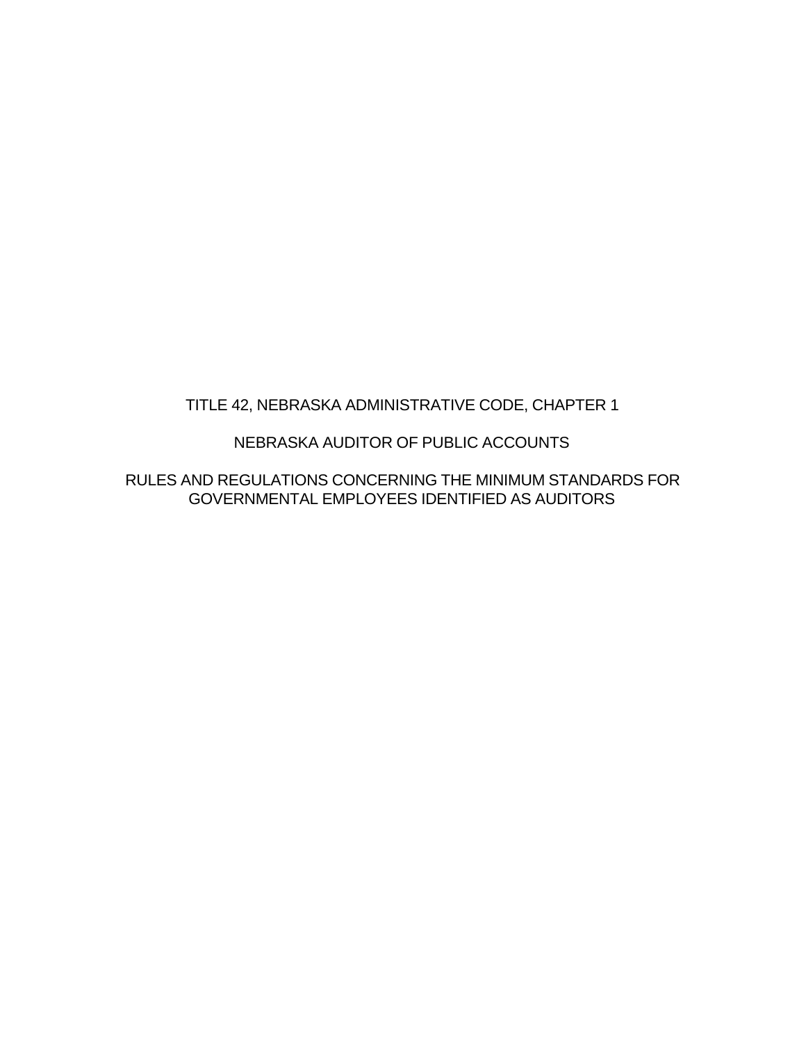# TITLE 42, NEBRASKA ADMINISTRATIVE CODE, CHAPTER 1

## NEBRASKA AUDITOR OF PUBLIC ACCOUNTS

## RULES AND REGULATIONS CONCERNING THE MINIMUM STANDARDS FOR GOVERNMENTAL EMPLOYEES IDENTIFIED AS AUDITORS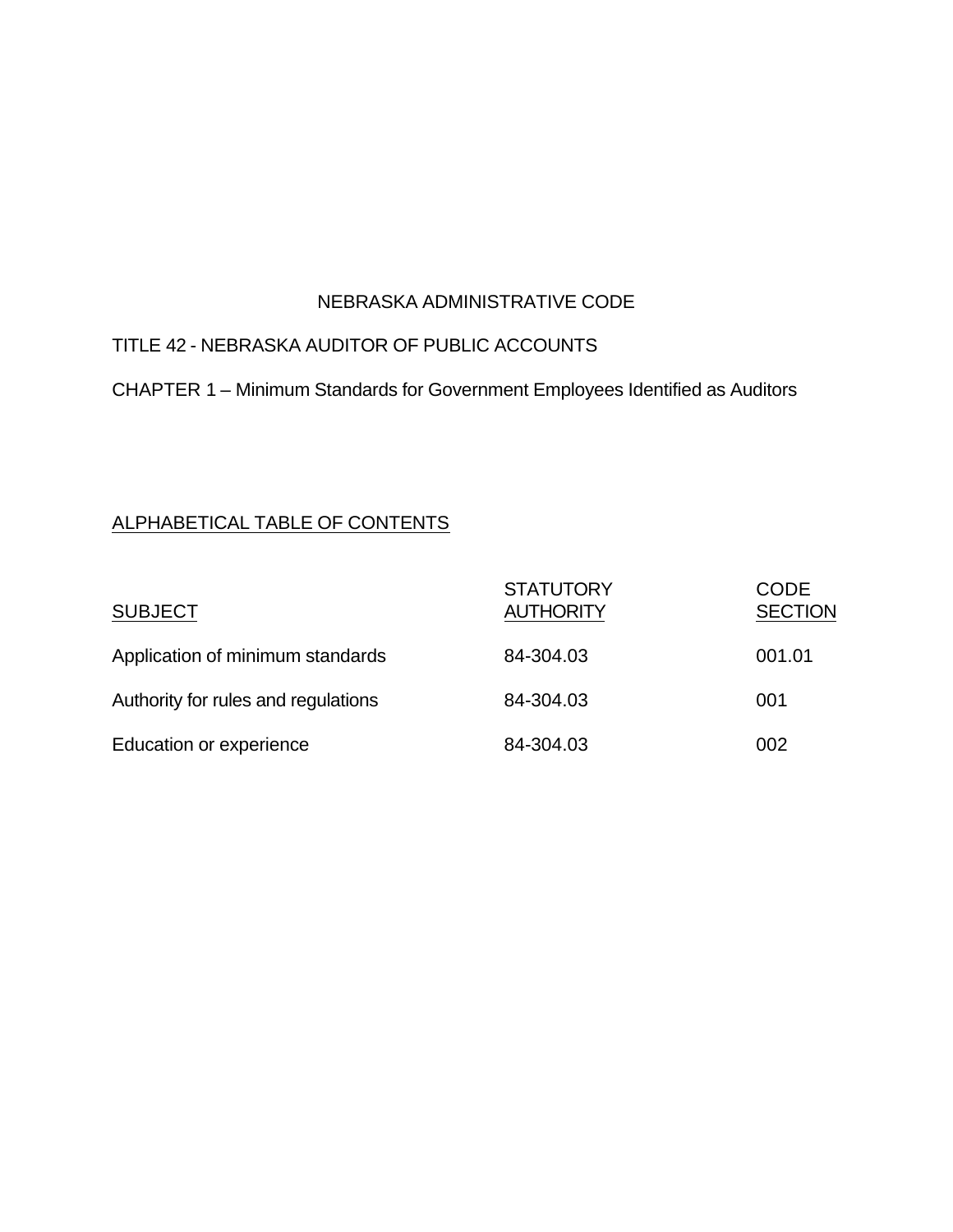NEBRASKA ADMINISTRATIVE CODE

TITLE 42 - NEBRASKA AUDITOR OF PUBLIC ACCOUNTS

CHAPTER 1 – Minimum Standards for Government Employees Identified as Auditors

ALPHABETICAL TABLE OF CONTENTS

| SUBJECT | STATUTORY AUTHORITY | CODE SECTION |
|---|---|---|
| Application of minimum standards | 84-304.03 | 001.01 |
| Authority for rules and regulations | 84-304.03 | 001 |
| Education or experience | 84-304.03 | 002 |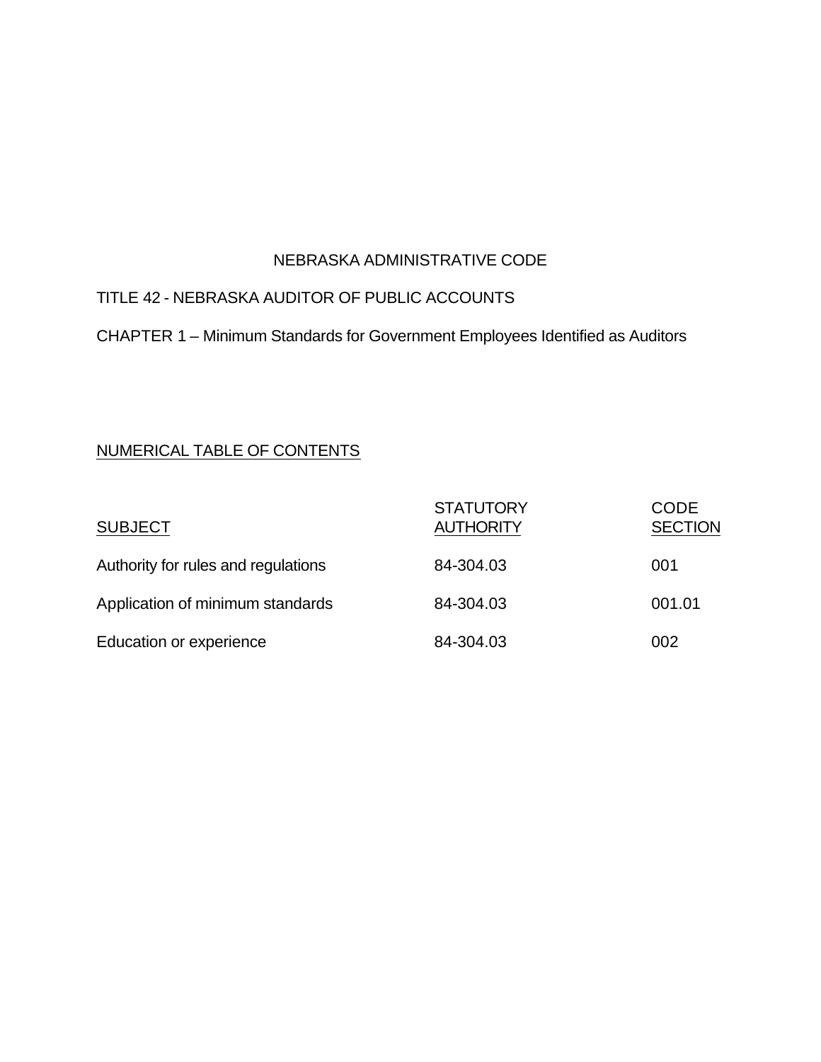NEBRASKA ADMINISTRATIVE CODE

TITLE 42 - NEBRASKA AUDITOR OF PUBLIC ACCOUNTS

CHAPTER 1 – Minimum Standards for Government Employees Identified as Auditors

NUMERICAL TABLE OF CONTENTS

| SUBJECT | STATUTORY AUTHORITY | CODE SECTION |
|---|---|---|
| Authority for rules and regulations | 84-304.03 | 001 |
| Application of minimum standards | 84-304.03 | 001.01 |
| Education or experience | 84-304.03 | 002 |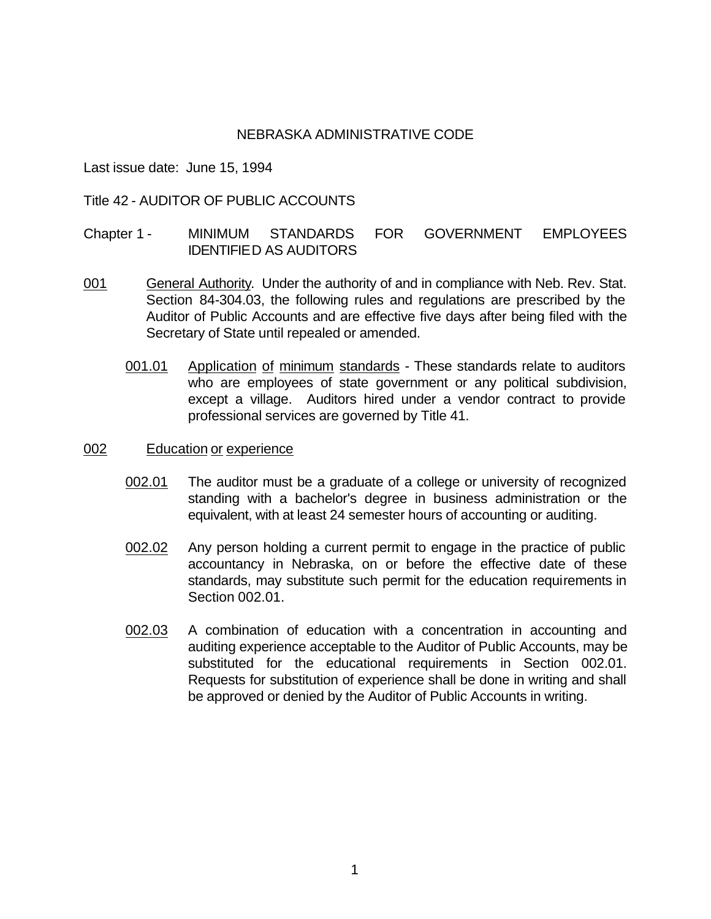NEBRASKA ADMINISTRATIVE CODE

Last issue date: June 15, 1994

Title 42 - AUDITOR OF PUBLIC ACCOUNTS

Chapter 1 - MINIMUM STANDARDS FOR GOVERNMENT EMPLOYEES IDENTIFIED AS AUDITORS

001 General Authority. Under the authority of and in compliance with Neb. Rev. Stat. Section 84-304.03, the following rules and regulations are prescribed by the Auditor of Public Accounts and are effective five days after being filed with the Secretary of State until repealed or amended.

001.01 Application of minimum standards - These standards relate to auditors who are employees of state government or any political subdivision, except a village. Auditors hired under a vendor contract to provide professional services are governed by Title 41.

002 Education or experience

002.01 The auditor must be a graduate of a college or university of recognized standing with a bachelor's degree in business administration or the equivalent, with at least 24 semester hours of accounting or auditing.

002.02 Any person holding a current permit to engage in the practice of public accountancy in Nebraska, on or before the effective date of these standards, may substitute such permit for the education requirements in Section 002.01.

002.03 A combination of education with a concentration in accounting and auditing experience acceptable to the Auditor of Public Accounts, may be substituted for the educational requirements in Section 002.01. Requests for substitution of experience shall be done in writing and shall be approved or denied by the Auditor of Public Accounts in writing.